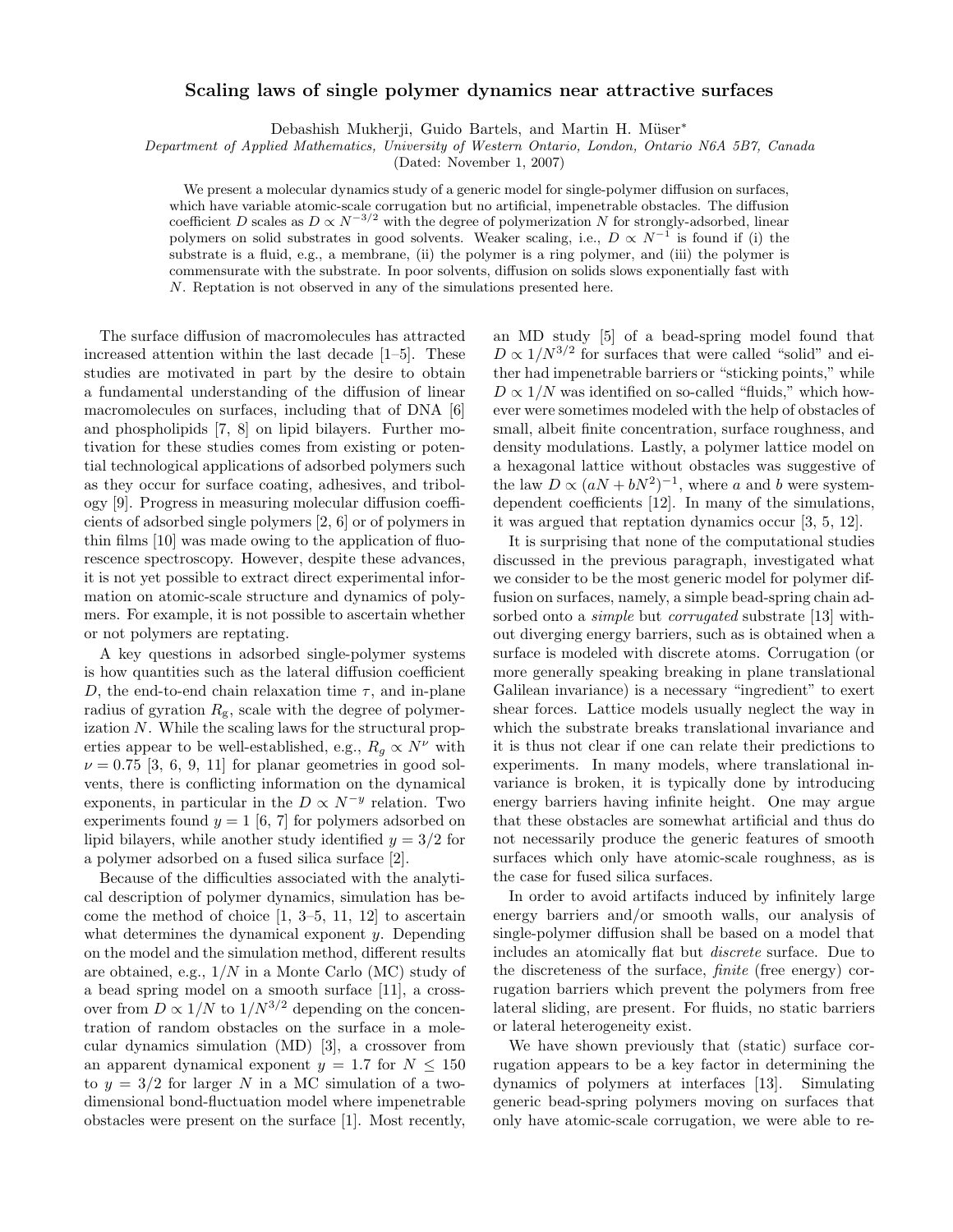# Scaling laws of single polymer dynamics near attractive surfaces

Debashish Mukherji, Guido Bartels, and Martin H. Müser*

*Department of Applied Mathematics, University of Western Ontario, London, Ontario N6A 5B7, Canada*

(Dated: November 1, 2007)

We present a molecular dynamics study of a generic model for single-polymer diffusion on surfaces, which have variable atomic-scale corrugation but no artificial, impenetrable obstacles. The diffusion coefficient $D$ scales as $D \propto N^{-3/2}$ with the degree of polymerization $N$ for strongly-adsorbed, linear polymers on solid substrates in good solvents. Weaker scaling, i.e., $D \propto N^{-1}$ is found if (i) the substrate is a fluid, e.g., a membrane, (ii) the polymer is a ring polymer, and (iii) the polymer is commensurate with the substrate. In poor solvents, diffusion on solids slows exponentially fast with $N$. Reptation is not observed in any of the simulations presented here.

The surface diffusion of macromolecules has attracted increased attention within the last decade [1–5]. These studies are motivated in part by the desire to obtain a fundamental understanding of the diffusion of linear macromolecules on surfaces, including that of DNA [6] and phospholipids [7, 8] on lipid bilayers. Further motivation for these studies comes from existing or potential technological applications of adsorbed polymers such as they occur for surface coating, adhesives, and tribology [9]. Progress in measuring molecular diffusion coefficients of adsorbed single polymers [2, 6] or of polymers in thin films [10] was made owing to the application of fluorescence spectroscopy. However, despite these advances, it is not yet possible to extract direct experimental information on atomic-scale structure and dynamics of polymers. For example, it is not possible to ascertain whether or not polymers are reptating.

A key questions in adsorbed single-polymer systems is how quantities such as the lateral diffusion coefficient $D$, the end-to-end chain relaxation time $\tau$, and in-plane radius of gyration $R_{\rm g}$, scale with the degree of polymerization $N$. While the scaling laws for the structural properties appear to be well-established, e.g., $R_g \propto N^{\nu}$ with $\nu = 0.75$ [3, 6, 9, 11] for planar geometries in good solvents, there is conflicting information on the dynamical exponents, in particular in the $D \propto N^{-y}$ relation. Two experiments found $y = 1$ [6, 7] for polymers adsorbed on lipid bilayers, while another study identified $y = 3/2$ for a polymer adsorbed on a fused silica surface [2].

Because of the difficulties associated with the analytical description of polymer dynamics, simulation has become the method of choice [1, 3–5, 11, 12] to ascertain what determines the dynamical exponent $y$. Depending on the model and the simulation method, different results are obtained, e.g., $1/N$ in a Monte Carlo (MC) study of a bead spring model on a smooth surface [11], a crossover from $D \propto 1/N$ to $1/N^{3/2}$ depending on the concentration of random obstacles on the surface in a molecular dynamics simulation (MD) [3], a crossover from an apparent dynamical exponent $y = 1.7$ for $N \leq 150$ to $y = 3/2$ for larger $N$ in a MC simulation of a two-dimensional bond-fluctuation model where impenetrable obstacles were present on the surface [1]. Most recently, an MD study [5] of a bead-spring model found that $D \propto 1/N^{3/2}$ for surfaces that were called "solid" and either had impenetrable barriers or "sticking points," while $D \propto 1/N$ was identified on so-called "fluids," which however were sometimes modeled with the help of obstacles of small, albeit finite concentration, surface roughness, and density modulations. Lastly, a polymer lattice model on a hexagonal lattice without obstacles was suggestive of the law $D \propto (aN + bN^2)^{-1}$, where $a$ and $b$ were system-dependent coefficients [12]. In many of the simulations, it was argued that reptation dynamics occur [3, 5, 12].

It is surprising that none of the computational studies discussed in the previous paragraph, investigated what we consider to be the most generic model for polymer diffusion on surfaces, namely, a simple bead-spring chain adsorbed onto a *simple* but *corrugated* substrate [13] without diverging energy barriers, such as is obtained when a surface is modeled with discrete atoms. Corrugation (or more generally speaking breaking in plane translational Galilean invariance) is a necessary "ingredient" to exert shear forces. Lattice models usually neglect the way in which the substrate breaks translational invariance and it is thus not clear if one can relate their predictions to experiments. In many models, where translational invariance is broken, it is typically done by introducing energy barriers having infinite height. One may argue that these obstacles are somewhat artificial and thus do not necessarily produce the generic features of smooth surfaces which only have atomic-scale roughness, as is the case for fused silica surfaces.

In order to avoid artifacts induced by infinitely large energy barriers and/or smooth walls, our analysis of single-polymer diffusion shall be based on a model that includes an atomically flat but *discrete* surface. Due to the discreteness of the surface, *finite* (free energy) corrugation barriers which prevent the polymers from free lateral sliding, are present. For fluids, no static barriers or lateral heterogeneity exist.

We have shown previously that (static) surface corrugation appears to be a key factor in determining the dynamics of polymers at interfaces [13]. Simulating generic bead-spring polymers moving on surfaces that only have atomic-scale corrugation, we were able to re-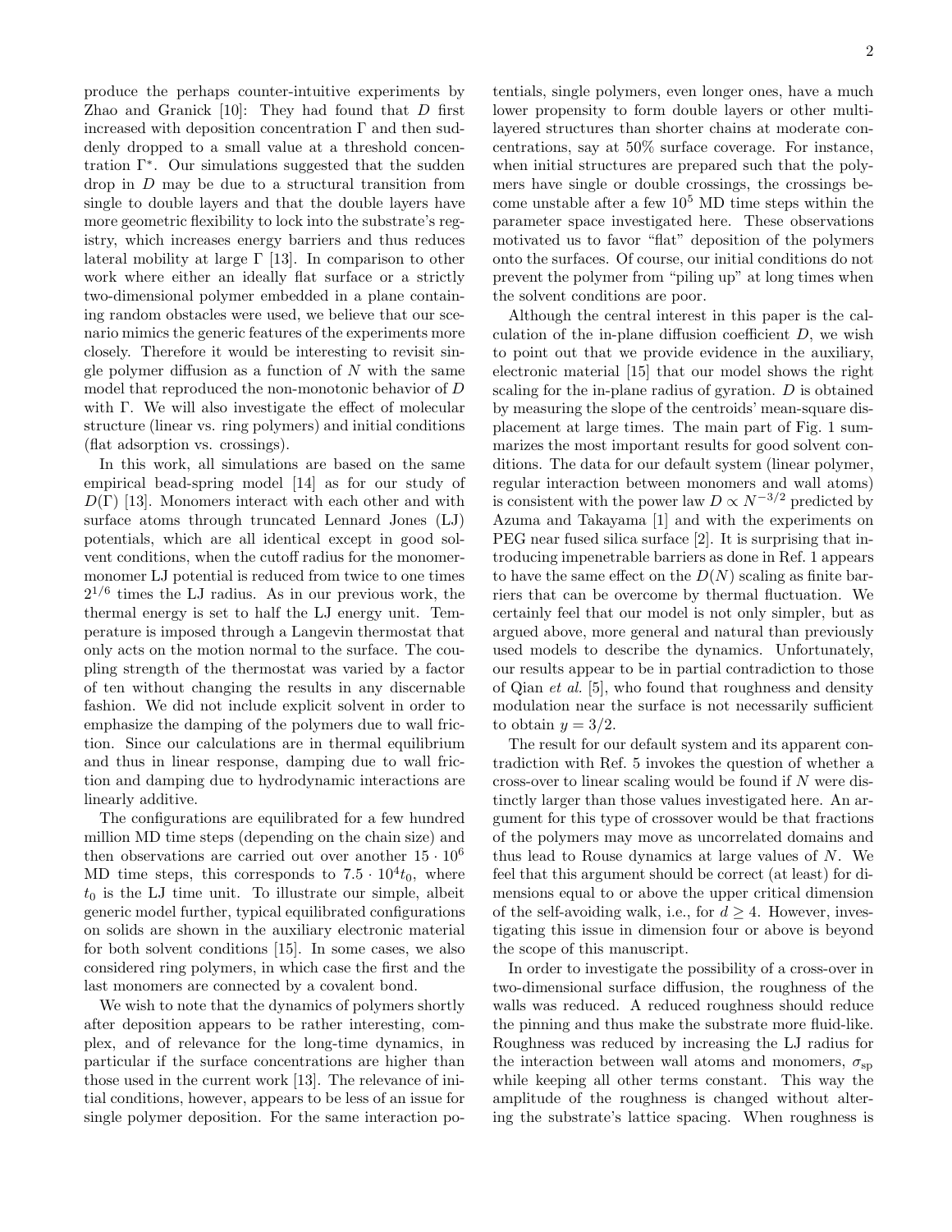produce the perhaps counter-intuitive experiments by Zhao and Granick [10]: They had found that $D$ first increased with deposition concentration $\Gamma$ and then suddenly dropped to a small value at a threshold concentration $\Gamma^*$. Our simulations suggested that the sudden drop in $D$ may be due to a structural transition from single to double layers and that the double layers have more geometric flexibility to lock into the substrate's registry, which increases energy barriers and thus reduces lateral mobility at large $\Gamma$ [13]. In comparison to other work where either an ideally flat surface or a strictly two-dimensional polymer embedded in a plane containing random obstacles were used, we believe that our scenario mimics the generic features of the experiments more closely. Therefore it would be interesting to revisit single polymer diffusion as a function of $N$ with the same model that reproduced the non-monotonic behavior of $D$ with $\Gamma$. We will also investigate the effect of molecular structure (linear vs. ring polymers) and initial conditions (flat adsorption vs. crossings).

In this work, all simulations are based on the same empirical bead-spring model [14] as for our study of $D(\Gamma)$ [13]. Monomers interact with each other and with surface atoms through truncated Lennard Jones (LJ) potentials, which are all identical except in good solvent conditions, when the cutoff radius for the monomer-monomer LJ potential is reduced from twice to one times $2^{1/6}$ times the LJ radius. As in our previous work, the thermal energy is set to half the LJ energy unit. Temperature is imposed through a Langevin thermostat that only acts on the motion normal to the surface. The coupling strength of the thermostat was varied by a factor of ten without changing the results in any discernable fashion. We did not include explicit solvent in order to emphasize the damping of the polymers due to wall friction. Since our calculations are in thermal equilibrium and thus in linear response, damping due to wall friction and damping due to hydrodynamic interactions are linearly additive.

The configurations are equilibrated for a few hundred million MD time steps (depending on the chain size) and then observations are carried out over another $15 \cdot 10^6$ MD time steps, this corresponds to $7.5 \cdot 10^4 t_0$, where $t_0$ is the LJ time unit. To illustrate our simple, albeit generic model further, typical equilibrated configurations on solids are shown in the auxiliary electronic material for both solvent conditions [15]. In some cases, we also considered ring polymers, in which case the first and the last monomers are connected by a covalent bond.

We wish to note that the dynamics of polymers shortly after deposition appears to be rather interesting, complex, and of relevance for the long-time dynamics, in particular if the surface concentrations are higher than those used in the current work [13]. The relevance of initial conditions, however, appears to be less of an issue for single polymer deposition. For the same interaction potentials, single polymers, even longer ones, have a much lower propensity to form double layers or other multi-layered structures than shorter chains at moderate concentrations, say at 50% surface coverage. For instance, when initial structures are prepared such that the polymers have single or double crossings, the crossings become unstable after a few $10^5$ MD time steps within the parameter space investigated here. These observations motivated us to favor "flat" deposition of the polymers onto the surfaces. Of course, our initial conditions do not prevent the polymer from "piling up" at long times when the solvent conditions are poor.

Although the central interest in this paper is the calculation of the in-plane diffusion coefficient $D$, we wish to point out that we provide evidence in the auxiliary, electronic material [15] that our model shows the right scaling for the in-plane radius of gyration. $D$ is obtained by measuring the slope of the centroids' mean-square displacement at large times. The main part of Fig. 1 summarizes the most important results for good solvent conditions. The data for our default system (linear polymer, regular interaction between monomers and wall atoms) is consistent with the power law $D \propto N^{-3/2}$ predicted by Azuma and Takayama [1] and with the experiments on PEG near fused silica surface [2]. It is surprising that introducing impenetrable barriers as done in Ref. 1 appears to have the same effect on the $D(N)$ scaling as finite barriers that can be overcome by thermal fluctuation. We certainly feel that our model is not only simpler, but as argued above, more general and natural than previously used models to describe the dynamics. Unfortunately, our results appear to be in partial contradiction to those of Qian *et al.* [5], who found that roughness and density modulation near the surface is not necessarily sufficient to obtain $y = 3/2$.

The result for our default system and its apparent contradiction with Ref. 5 invokes the question of whether a cross-over to linear scaling would be found if $N$ were distinctly larger than those values investigated here. An argument for this type of crossover would be that fractions of the polymers may move as uncorrelated domains and thus lead to Rouse dynamics at large values of $N$. We feel that this argument should be correct (at least) for dimensions equal to or above the upper critical dimension of the self-avoiding walk, i.e., for $d \geq 4$. However, investigating this issue in dimension four or above is beyond the scope of this manuscript.

In order to investigate the possibility of a cross-over in two-dimensional surface diffusion, the roughness of the walls was reduced. A reduced roughness should reduce the pinning and thus make the substrate more fluid-like. Roughness was reduced by increasing the LJ radius for the interaction between wall atoms and monomers, $\sigma_{\rm sp}$ while keeping all other terms constant. This way the amplitude of the roughness is changed without altering the substrate's lattice spacing. When roughness is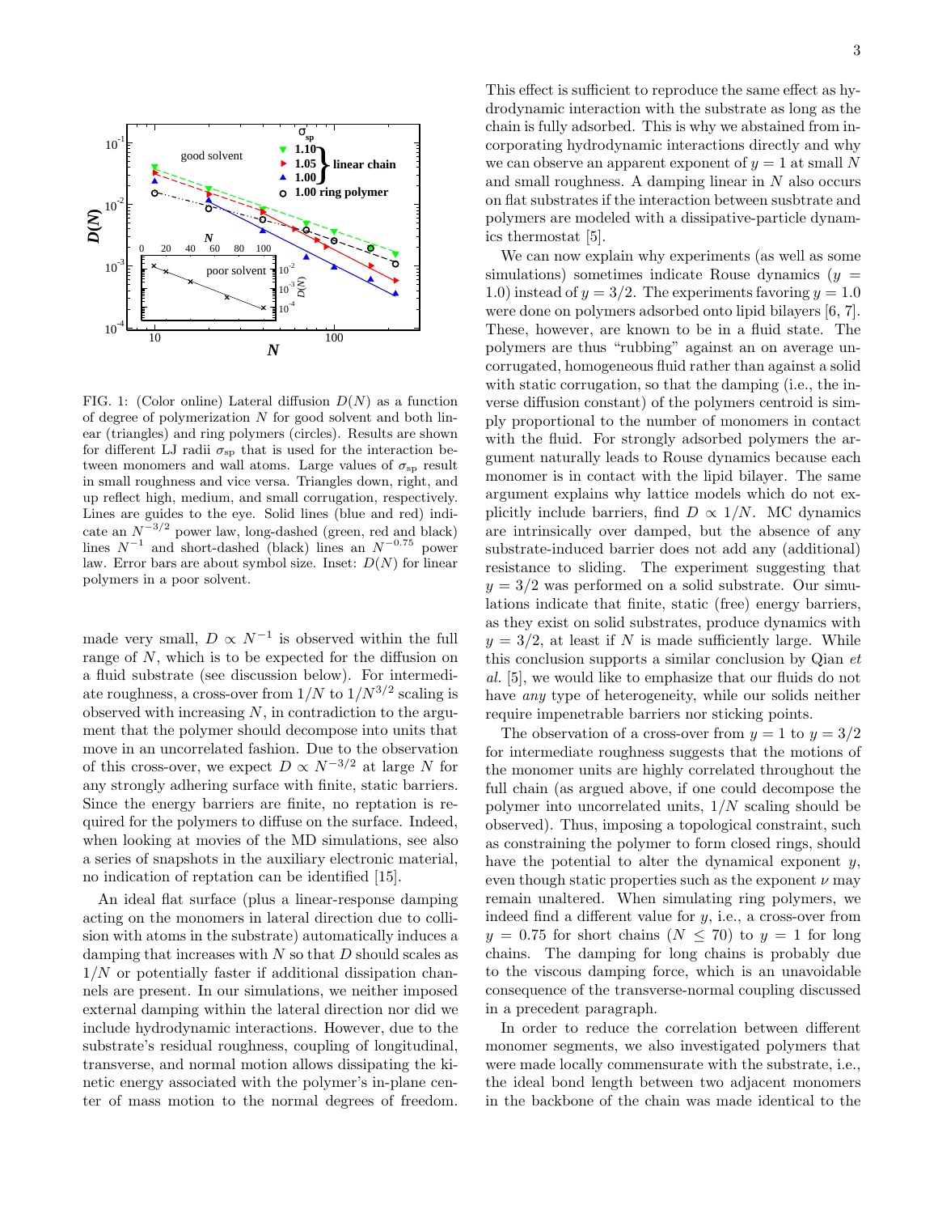FIG. 1: (Color online) Lateral diffusion $D(N)$ as a function of degree of polymerization $N$ for good solvent and both linear (triangles) and ring polymers (circles). Results are shown for different LJ radii $\sigma_{\rm sp}$ that is used for the interaction between monomers and wall atoms. Large values of $\sigma_{\rm sp}$ result in small roughness and vice versa. Triangles down, right, and up reflect high, medium, and small corrugation, respectively. Lines are guides to the eye. Solid lines (blue and red) indicate an $N^{-3/2}$ power law, long-dashed (green, red and black) lines $N^{-1}$ and short-dashed (black) lines an $N^{-0.75}$ power law. Error bars are about symbol size. Inset: $D(N)$ for linear polymers in a poor solvent.

made very small, $D \propto N^{-1}$ is observed within the full range of $N$, which is to be expected for the diffusion on a fluid substrate (see discussion below). For intermediate roughness, a cross-over from $1/N$ to $1/N^{3/2}$ scaling is observed with increasing $N$, in contradiction to the argument that the polymer should decompose into units that move in an uncorrelated fashion. Due to the observation of this cross-over, we expect $D \propto N^{-3/2}$ at large $N$ for any strongly adhering surface with finite, static barriers. Since the energy barriers are finite, no reptation is required for the polymers to diffuse on the surface. Indeed, when looking at movies of the MD simulations, see also a series of snapshots in the auxiliary electronic material, no indication of reptation can be identified [15].

An ideal flat surface (plus a linear-response damping acting on the monomers in lateral direction due to collision with atoms in the substrate) automatically induces a damping that increases with $N$ so that $D$ should scales as $1/N$ or potentially faster if additional dissipation channels are present. In our simulations, we neither imposed external damping within the lateral direction nor did we include hydrodynamic interactions. However, due to the substrate's residual roughness, coupling of longitudinal, transverse, and normal motion allows dissipating the kinetic energy associated with the polymer's in-plane center of mass motion to the normal degrees of freedom. This effect is sufficient to reproduce the same effect as hydrodynamic interaction with the substrate as long as the chain is fully adsorbed. This is why we abstained from incorporating hydrodynamic interactions directly and why we can observe an apparent exponent of $y = 1$ at small $N$ and small roughness. A damping linear in $N$ also occurs on flat substrates if the interaction between susbtrate and polymers are modeled with a dissipative-particle dynamics thermostat [5].

We can now explain why experiments (as well as some simulations) sometimes indicate Rouse dynamics ($y = 1.0$) instead of $y = 3/2$. The experiments favoring $y = 1.0$ were done on polymers adsorbed onto lipid bilayers [6, 7]. These, however, are known to be in a fluid state. The polymers are thus "rubbing" against an on average uncorrugated, homogeneous fluid rather than against a solid with static corrugation, so that the damping (i.e., the inverse diffusion constant) of the polymers centroid is simply proportional to the number of monomers in contact with the fluid. For strongly adsorbed polymers the argument naturally leads to Rouse dynamics because each monomer is in contact with the lipid bilayer. The same argument explains why lattice models which do not explicitly include barriers, find $D \propto 1/N$. MC dynamics are intrinsically over damped, but the absence of any substrate-induced barrier does not add any (additional) resistance to sliding. The experiment suggesting that $y = 3/2$ was performed on a solid substrate. Our simulations indicate that finite, static (free) energy barriers, as they exist on solid substrates, produce dynamics with $y = 3/2$, at least if $N$ is made sufficiently large. While this conclusion supports a similar conclusion by Qian *et al.* [5], we would like to emphasize that our fluids do not have *any* type of heterogeneity, while our solids neither require impenetrable barriers nor sticking points.

The observation of a cross-over from $y = 1$ to $y = 3/2$ for intermediate roughness suggests that the motions of the monomer units are highly correlated throughout the full chain (as argued above, if one could decompose the polymer into uncorrelated units, $1/N$ scaling should be observed). Thus, imposing a topological constraint, such as constraining the polymer to form closed rings, should have the potential to alter the dynamical exponent $y$, even though static properties such as the exponent $\nu$ may remain unaltered. When simulating ring polymers, we indeed find a different value for $y$, i.e., a cross-over from $y = 0.75$ for short chains ($N \le 70$) to $y = 1$ for long chains. The damping for long chains is probably due to the viscous damping force, which is an unavoidable consequence of the transverse-normal coupling discussed in a precedent paragraph.

In order to reduce the correlation between different monomer segments, we also investigated polymers that were made locally commensurate with the substrate, i.e., the ideal bond length between two adjacent monomers in the backbone of the chain was made identical to the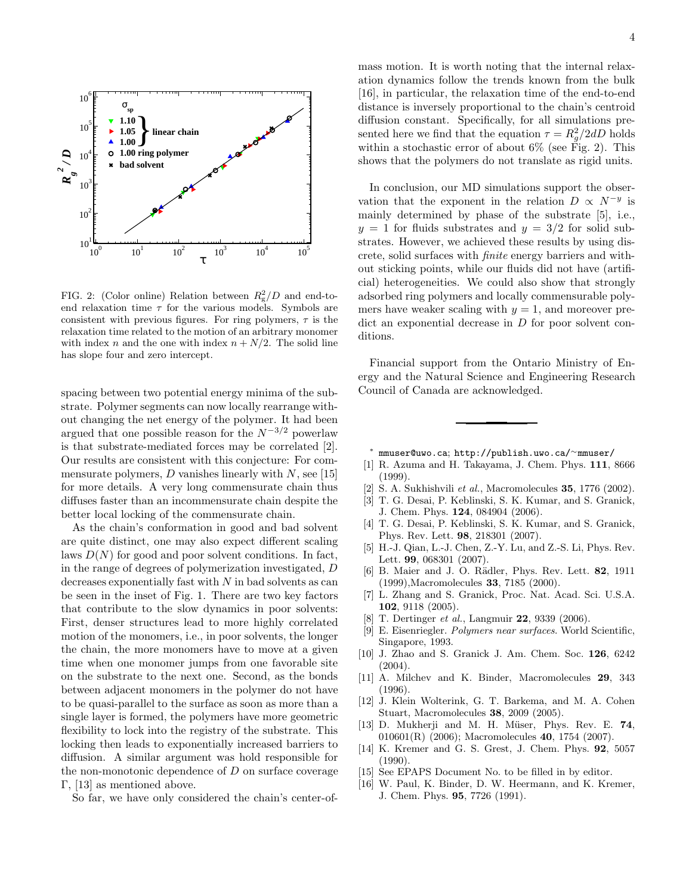$10^6$
$10^5$
$10^4$
$10^3$
$10^2$
$10^1$
$R_g^2 / D$
$\sigma_{sp}$
1.10
1.05
1.00
linear chain
1.00 ring polymer
bad solvent
$10^0$ $10^1$ $10^2$ $10^3$ $10^4$ $10^5$
$\tau$

FIG. 2: (Color online) Relation between $R_g^2/D$ and end-to-end relaxation time $\tau$ for the various models. Symbols are consistent with previous figures. For ring polymers, $\tau$ is the relaxation time related to the motion of an arbitrary monomer with index $n$ and the one with index $n + N/2$. The solid line has slope four and zero intercept.

spacing between two potential energy minima of the substrate. Polymer segments can now locally rearrange without changing the net energy of the polymer. It had been argued that one possible reason for the $N^{-3/2}$ powerlaw is that substrate-mediated forces may be correlated [2]. Our results are consistent with this conjecture: For commensurate polymers, $D$ vanishes linearly with $N$, see [15] for more details. A very long commensurate chain thus diffuses faster than an incommensurate chain despite the better local locking of the commensurate chain.

As the chain's conformation in good and bad solvent are quite distinct, one may also expect different scaling laws $D(N)$ for good and poor solvent conditions. In fact, in the range of degrees of polymerization investigated, $D$ decreases exponentially fast with $N$ in bad solvents as can be seen in the inset of Fig. 1. There are two key factors that contribute to the slow dynamics in poor solvents: First, denser structures lead to more highly correlated motion of the monomers, i.e., in poor solvents, the longer the chain, the more monomers have to move at a given time when one monomer jumps from one favorable site on the substrate to the next one. Second, as the bonds between adjacent monomers in the polymer do not have to be quasi-parallel to the surface as soon as more than a single layer is formed, the polymers have more geometric flexibility to lock into the registry of the substrate. This locking then leads to exponentially increased barriers to diffusion. A similar argument was hold responsible for the non-monotonic dependence of $D$ on surface coverage $\Gamma$, [13] as mentioned above.

So far, we have only considered the chain's center-of-mass motion. It is worth noting that the internal relaxation dynamics follow the trends known from the bulk [16], in particular, the relaxation time of the end-to-end distance is inversely proportional to the chain's centroid diffusion constant. Specifically, for all simulations presented here we find that the equation $\tau = R_g^2/2dD$ holds within a stochastic error of about 6% (see Fig. 2). This shows that the polymers do not translate as rigid units.

In conclusion, our MD simulations support the observation that the exponent in the relation $D \propto N^{-y}$ is mainly determined by phase of the substrate [5], i.e., $y = 1$ for fluids substrates and $y = 3/2$ for solid substrates. However, we achieved these results by using discrete, solid surfaces with *finite* energy barriers and without sticking points, while our fluids did not have (artificial) heterogeneities. We could also show that strongly adsorbed ring polymers and locally commensurable polymers have weaker scaling with $y = 1$, and moreover predict an exponential decrease in $D$ for poor solvent conditions.

Financial support from the Ontario Ministry of Energy and the Natural Science and Engineering Research Council of Canada are acknowledged.

---

\* mmuser@uwo.ca; http://publish.uwo.ca/~mmuser/

[1] R. Azuma and H. Takayama, J. Chem. Phys. **111**, 8666 (1999).

[2] S. A. Sukhishvili *et al.*, Macromolecules **35**, 1776 (2002).

[3] T. G. Desai, P. Keblinski, S. K. Kumar, and S. Granick, J. Chem. Phys. **124**, 084904 (2006).

[4] T. G. Desai, P. Keblinski, S. K. Kumar, and S. Granick, Phys. Rev. Lett. **98**, 218301 (2007).

[5] H.-J. Qian, L.-J. Chen, Z.-Y. Lu, and Z.-S. Li, Phys. Rev. Lett. **99**, 068301 (2007).

[6] B. Maier and J. O. Rädler, Phys. Rev. Lett. **82**, 1911 (1999),Macromolecules **33**, 7185 (2000).

[7] L. Zhang and S. Granick, Proc. Nat. Acad. Sci. U.S.A. **102**, 9118 (2005).

[8] T. Dertinger *et al.*, Langmuir **22**, 9339 (2006).

[9] E. Eisenriegler. *Polymers near surfaces*. World Scientific, Singapore, 1993.

[10] J. Zhao and S. Granick J. Am. Chem. Soc. **126**, 6242 (2004).

[11] A. Milchev and K. Binder, Macromolecules **29**, 343 (1996).

[12] J. Klein Wolterink, G. T. Barkema, and M. A. Cohen Stuart, Macromolecules **38**, 2009 (2005).

[13] D. Mukherji and M. H. Müser, Phys. Rev. E. **74**, 010601(R) (2006); Macromolecules **40**, 1754 (2007).

[14] K. Kremer and G. S. Grest, J. Chem. Phys. **92**, 5057 (1990).

[15] See EPAPS Document No. to be filled in by editor.

[16] W. Paul, K. Binder, D. W. Heermann, and K. Kremer, J. Chem. Phys. **95**, 7726 (1991).